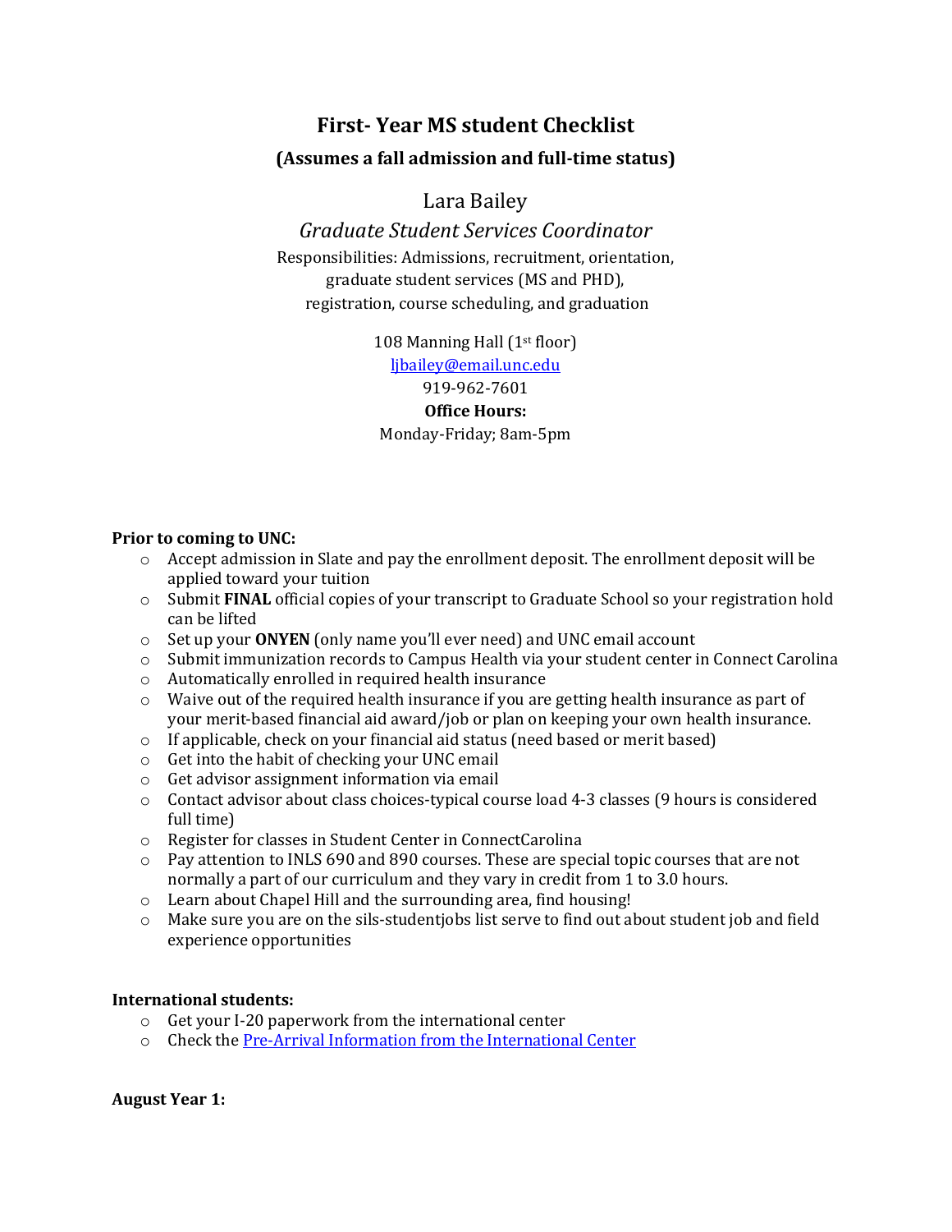# First- Year MS student Checklist

## (Assumes a fall admission and full-time status)

Lara Bailey

*Graduate Student Services Coordinator*

Responsibilities: Admissions, recruitment, orientation, graduate student services (MS and PHD), registration, course scheduling, and graduation

108 Manning Hall (1st floor)
ljbailey@email.unc.edu
919-962-7601
**Office Hours:**
Monday-Friday; 8am-5pm

**Prior to coming to UNC:**

- Accept admission in Slate and pay the enrollment deposit. The enrollment deposit will be applied toward your tuition
- Submit **FINAL** official copies of your transcript to Graduate School so your registration hold can be lifted
- Set up your **ONYEN** (only name you'll ever need) and UNC email account
- Submit immunization records to Campus Health via your student center in Connect Carolina
- Automatically enrolled in required health insurance
- Waive out of the required health insurance if you are getting health insurance as part of your merit-based financial aid award/job or plan on keeping your own health insurance.
- If applicable, check on your financial aid status (need based or merit based)
- Get into the habit of checking your UNC email
- Get advisor assignment information via email
- Contact advisor about class choices-typical course load 4-3 classes (9 hours is considered full time)
- Register for classes in Student Center in ConnectCarolina
- Pay attention to INLS 690 and 890 courses. These are special topic courses that are not normally a part of our curriculum and they vary in credit from 1 to 3.0 hours.
- Learn about Chapel Hill and the surrounding area, find housing!
- Make sure you are on the sils-studentjobs list serve to find out about student job and field experience opportunities

**International students:**

- Get your I-20 paperwork from the international center
- Check the Pre-Arrival Information from the International Center

**August Year 1:**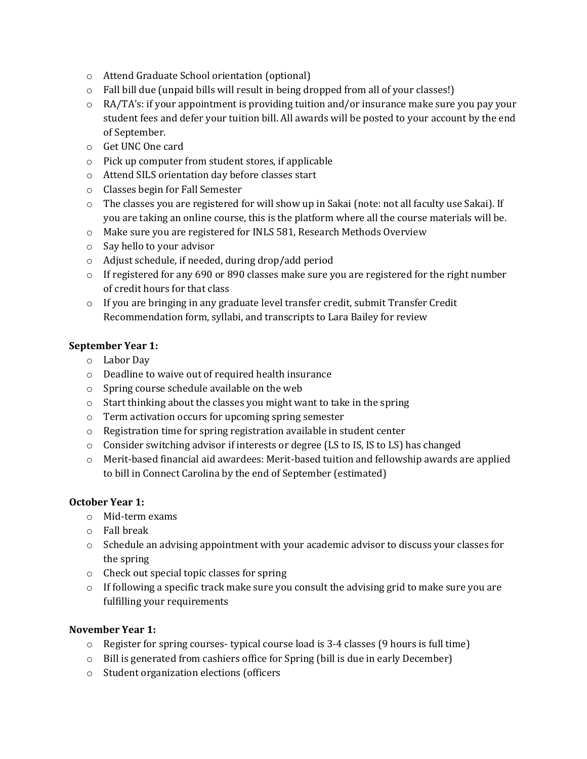- Attend Graduate School orientation (optional)
- Fall bill due (unpaid bills will result in being dropped from all of your classes!)
- RA/TA's: if your appointment is providing tuition and/or insurance make sure you pay your student fees and defer your tuition bill. All awards will be posted to your account by the end of September.
- Get UNC One card
- Pick up computer from student stores, if applicable
- Attend SILS orientation day before classes start
- Classes begin for Fall Semester
- The classes you are registered for will show up in Sakai (note: not all faculty use Sakai). If you are taking an online course, this is the platform where all the course materials will be.
- Make sure you are registered for INLS 581, Research Methods Overview
- Say hello to your advisor
- Adjust schedule, if needed, during drop/add period
- If registered for any 690 or 890 classes make sure you are registered for the right number of credit hours for that class
- If you are bringing in any graduate level transfer credit, submit Transfer Credit Recommendation form, syllabi, and transcripts to Lara Bailey for review

**September Year 1:**

- Labor Day
- Deadline to waive out of required health insurance
- Spring course schedule available on the web
- Start thinking about the classes you might want to take in the spring
- Term activation occurs for upcoming spring semester
- Registration time for spring registration available in student center
- Consider switching advisor if interests or degree (LS to IS, IS to LS) has changed
- Merit-based financial aid awardees: Merit-based tuition and fellowship awards are applied to bill in Connect Carolina by the end of September (estimated)

**October Year 1:**

- Mid-term exams
- Fall break
- Schedule an advising appointment with your academic advisor to discuss your classes for the spring
- Check out special topic classes for spring
- If following a specific track make sure you consult the advising grid to make sure you are fulfilling your requirements

**November Year 1:**

- Register for spring courses- typical course load is 3-4 classes (9 hours is full time)
- Bill is generated from cashiers office for Spring (bill is due in early December)
- Student organization elections (officers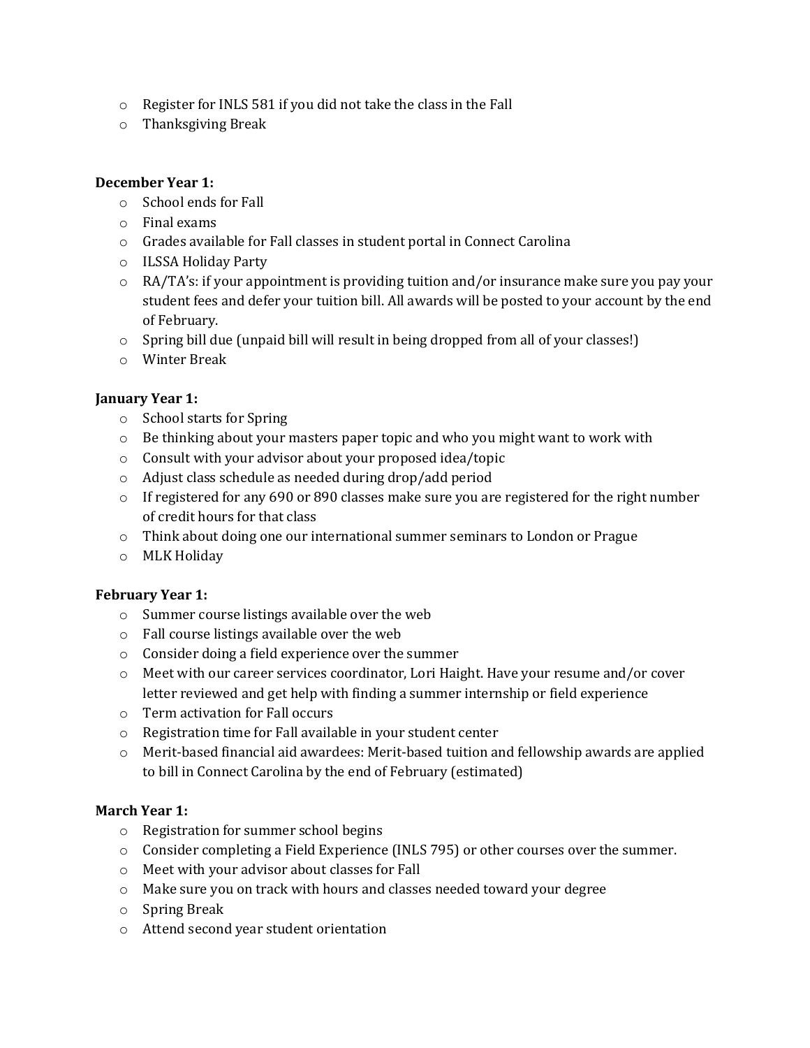- Register for INLS 581 if you did not take the class in the Fall
- Thanksgiving Break

**December Year 1:**

- School ends for Fall
- Final exams
- Grades available for Fall classes in student portal in Connect Carolina
- ILSSA Holiday Party
- RA/TA's: if your appointment is providing tuition and/or insurance make sure you pay your student fees and defer your tuition bill. All awards will be posted to your account by the end of February.
- Spring bill due (unpaid bill will result in being dropped from all of your classes!)
- Winter Break

**January Year 1:**

- School starts for Spring
- Be thinking about your masters paper topic and who you might want to work with
- Consult with your advisor about your proposed idea/topic
- Adjust class schedule as needed during drop/add period
- If registered for any 690 or 890 classes make sure you are registered for the right number of credit hours for that class
- Think about doing one our international summer seminars to London or Prague
- MLK Holiday

**February Year 1:**

- Summer course listings available over the web
- Fall course listings available over the web
- Consider doing a field experience over the summer
- Meet with our career services coordinator, Lori Haight. Have your resume and/or cover letter reviewed and get help with finding a summer internship or field experience
- Term activation for Fall occurs
- Registration time for Fall available in your student center
- Merit-based financial aid awardees: Merit-based tuition and fellowship awards are applied to bill in Connect Carolina by the end of February (estimated)

**March Year 1:**

- Registration for summer school begins
- Consider completing a Field Experience (INLS 795) or other courses over the summer.
- Meet with your advisor about classes for Fall
- Make sure you on track with hours and classes needed toward your degree
- Spring Break
- Attend second year student orientation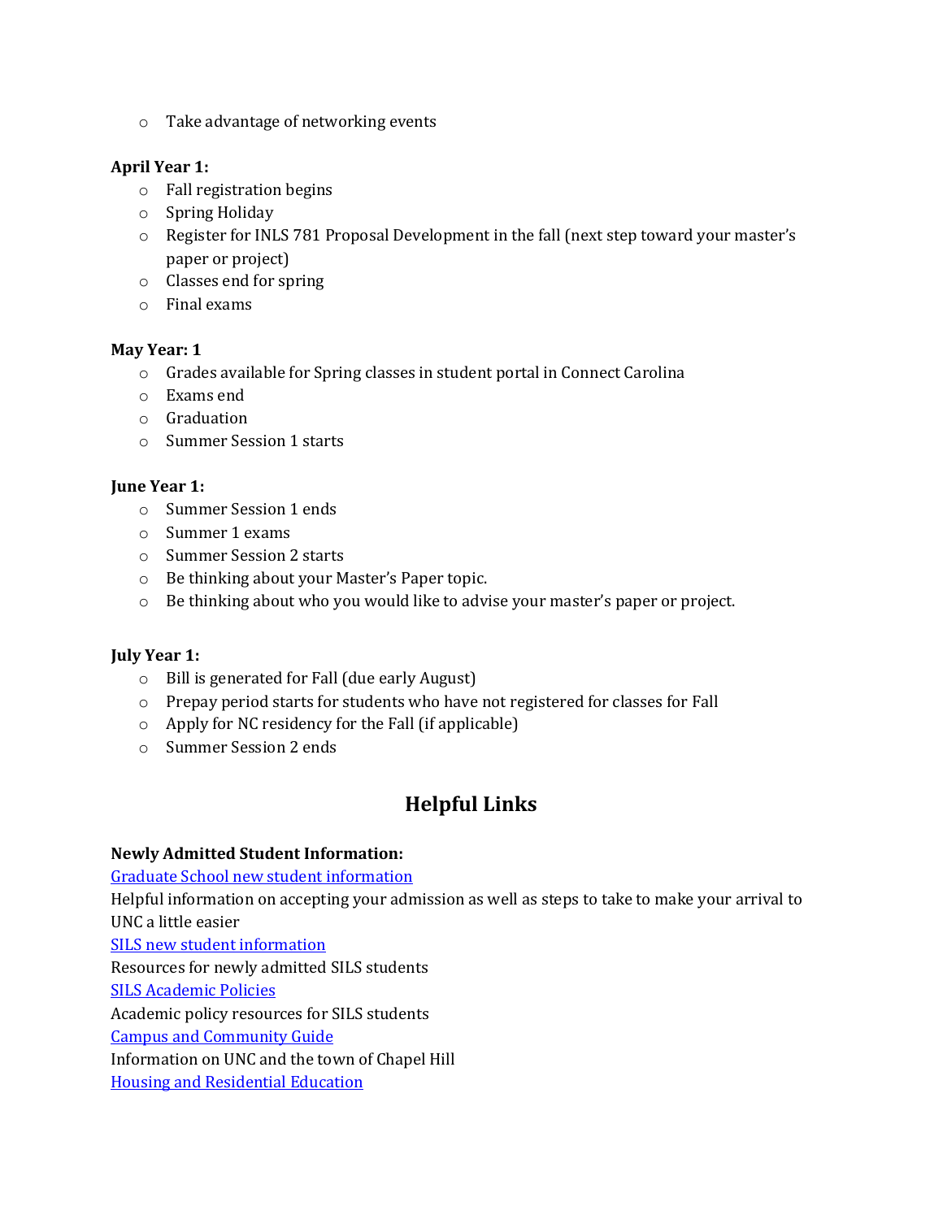- Take advantage of networking events

**April Year 1:**
- Fall registration begins
- Spring Holiday
- Register for INLS 781 Proposal Development in the fall (next step toward your master's paper or project)
- Classes end for spring
- Final exams

**May Year: 1**
- Grades available for Spring classes in student portal in Connect Carolina
- Exams end
- Graduation
- Summer Session 1 starts

**June Year 1:**
- Summer Session 1 ends
- Summer 1 exams
- Summer Session 2 starts
- Be thinking about your Master's Paper topic.
- Be thinking about who you would like to advise your master's paper or project.

**July Year 1:**
- Bill is generated for Fall (due early August)
- Prepay period starts for students who have not registered for classes for Fall
- Apply for NC residency for the Fall (if applicable)
- Summer Session 2 ends

## Helpful Links

**Newly Admitted Student Information:**

Graduate School new student information

Helpful information on accepting your admission as well as steps to take to make your arrival to UNC a little easier

SILS new student information

Resources for newly admitted SILS students

SILS Academic Policies

Academic policy resources for SILS students

Campus and Community Guide

Information on UNC and the town of Chapel Hill

Housing and Residential Education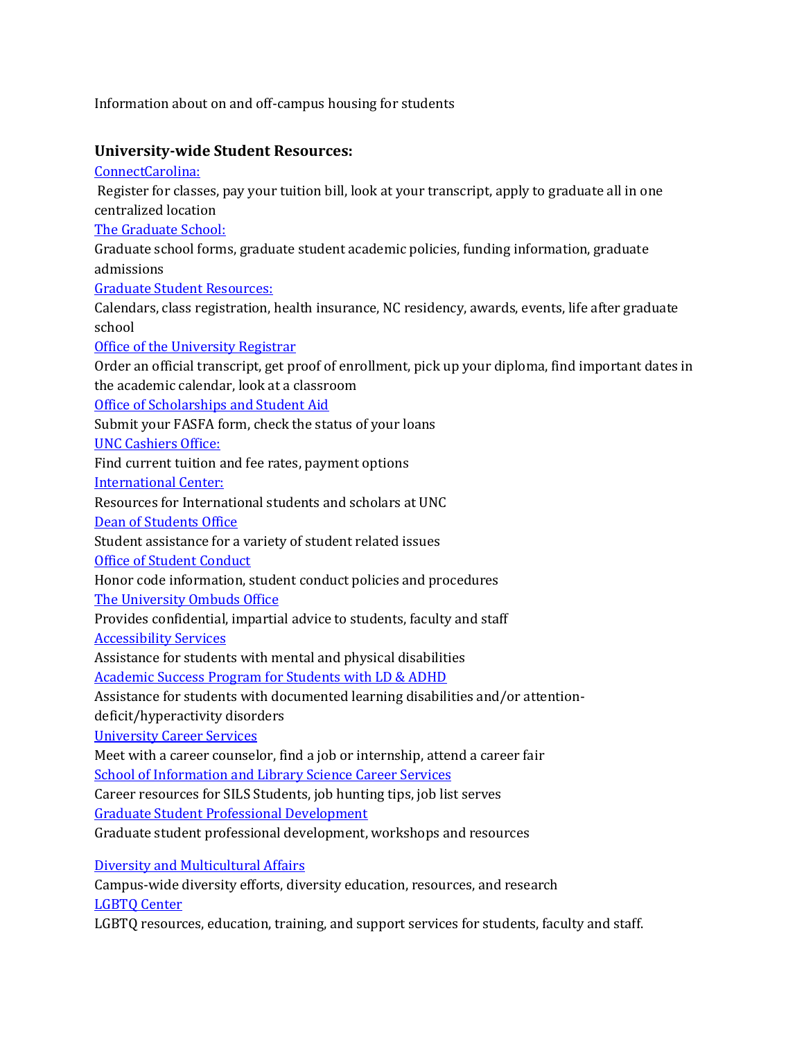Information about on and off-campus housing for students

### University-wide Student Resources:

ConnectCarolina:

Register for classes, pay your tuition bill, look at your transcript, apply to graduate all in one centralized location

The Graduate School:

Graduate school forms, graduate student academic policies, funding information, graduate admissions

Graduate Student Resources:

Calendars, class registration, health insurance, NC residency, awards, events, life after graduate school

Office of the University Registrar

Order an official transcript, get proof of enrollment, pick up your diploma, find important dates in the academic calendar, look at a classroom

Office of Scholarships and Student Aid

Submit your FASFA form, check the status of your loans

UNC Cashiers Office:

Find current tuition and fee rates, payment options

International Center:

Resources for International students and scholars at UNC

Dean of Students Office

Student assistance for a variety of student related issues

Office of Student Conduct

Honor code information, student conduct policies and procedures

The University Ombuds Office

Provides confidential, impartial advice to students, faculty and staff

Accessibility Services

Assistance for students with mental and physical disabilities

Academic Success Program for Students with LD & ADHD

Assistance for students with documented learning disabilities and/or attention-deficit/hyperactivity disorders

University Career Services

Meet with a career counselor, find a job or internship, attend a career fair

School of Information and Library Science Career Services

Career resources for SILS Students, job hunting tips, job list serves

Graduate Student Professional Development

Graduate student professional development, workshops and resources

Diversity and Multicultural Affairs

Campus-wide diversity efforts, diversity education, resources, and research

LGBTQ Center

LGBTQ resources, education, training, and support services for students, faculty and staff.